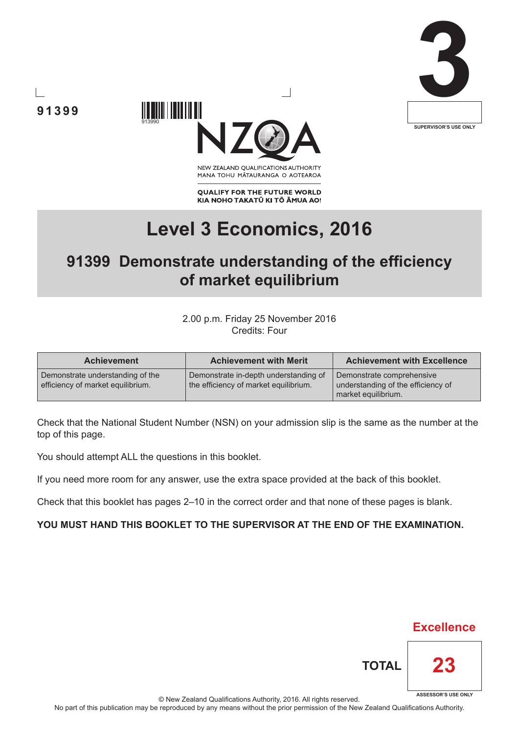91399

3

SUPERVISOR'S USE ONLY

NEW ZEALAND QUALIFICATIONS AUTHORITY
MANA TOHU MĀTAURANGA O AOTEAROA

**QUALIFY FOR THE FUTURE WORLD**
**KIA NOHO TAKATŪ KI TŌ ĀMUA AO!**

# Level 3 Economics, 2016

## 91399 Demonstrate understanding of the efficiency of market equilibrium

2.00 p.m. Friday 25 November 2016
Credits: Four

| Achievement | Achievement with Merit | Achievement with Excellence |
|---|---|---|
| Demonstrate understanding of the efficiency of market equilibrium. | Demonstrate in-depth understanding of the efficiency of market equilibrium. | Demonstrate comprehensive understanding of the efficiency of market equilibrium. |

Check that the National Student Number (NSN) on your admission slip is the same as the number at the top of this page.

You should attempt ALL the questions in this booklet.

If you need more room for any answer, use the extra space provided at the back of this booklet.

Check that this booklet has pages 2–10 in the correct order and that none of these pages is blank.

**YOU MUST HAND THIS BOOKLET TO THE SUPERVISOR AT THE END OF THE EXAMINATION.**

Excellence

**TOTAL** 23

ASSESSOR'S USE ONLY

© New Zealand Qualifications Authority, 2016. All rights reserved.
No part of this publication may be reproduced by any means without the prior permission of the New Zealand Qualifications Authority.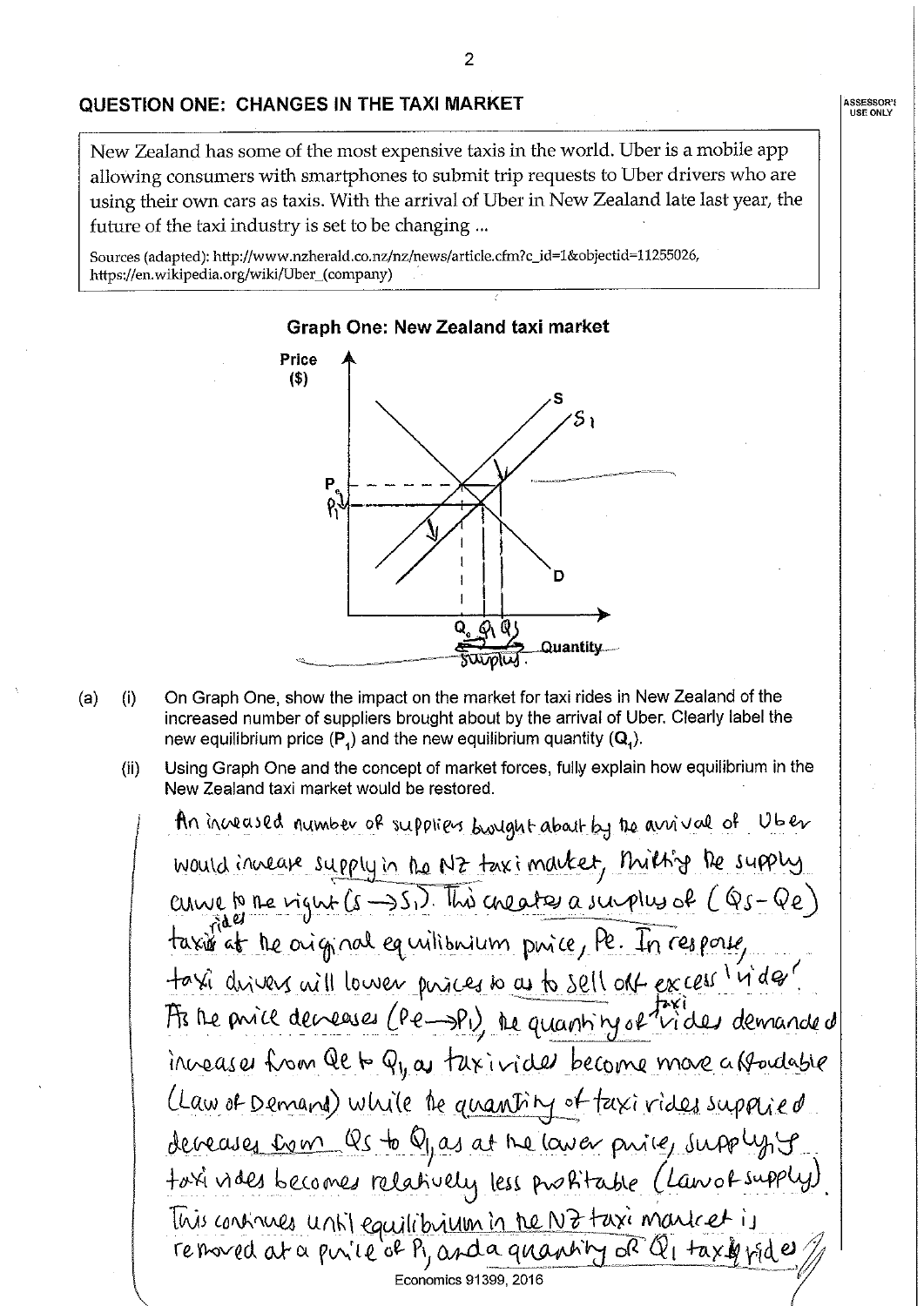## QUESTION ONE: CHANGES IN THE TAXI MARKET

New Zealand has some of the most expensive taxis in the world. Uber is a mobile app allowing consumers with smartphones to submit trip requests to Uber drivers who are using their own cars as taxis. With the arrival of Uber in New Zealand late last year, the future of the taxi industry is set to be changing ...

Sources (adapted): http://www.nzherald.co.nz/nz/news/article.cfm?c_id=1&objectid=11255026, https://en.wikipedia.org/wiki/Uber_(company)

**Graph One: New Zealand taxi market**

(a) (i) On Graph One, show the impact on the market for taxi rides in New Zealand of the increased number of suppliers brought about by the arrival of Uber. Clearly label the new equilibrium price ($P_1$) and the new equilibrium quantity ($Q_1$).

(ii) Using Graph One and the concept of market forces, fully explain how equilibrium in the New Zealand taxi market would be restored.

An increased number of suppliers brought about by the arrival of Uber would increase supply in the NZ taxi market, shifting the supply curve to the right ($S \rightarrow S_1$). This creates a surplus of ($Q_s - Q_e$) taxi rides at the original equilibrium price, Pe. In response, taxi drivers will lower prices so as to sell off excess 'rides'. As the price decreases ($P_e \rightarrow P_1$), the quantity of taxi rides demanded increases from Qe to $Q_1$, as taxi rides become more affordable (Law of Demand) while the quantity of taxi rides supplied decreases from Qs to $Q_1$, as at the lower price, supplying taxi rides becomes relatively less profitable (Law of supply). This continues until equilibrium in the NZ taxi market is restored at a price of $P_1$, and a quantity of $Q_1$ taxi rides.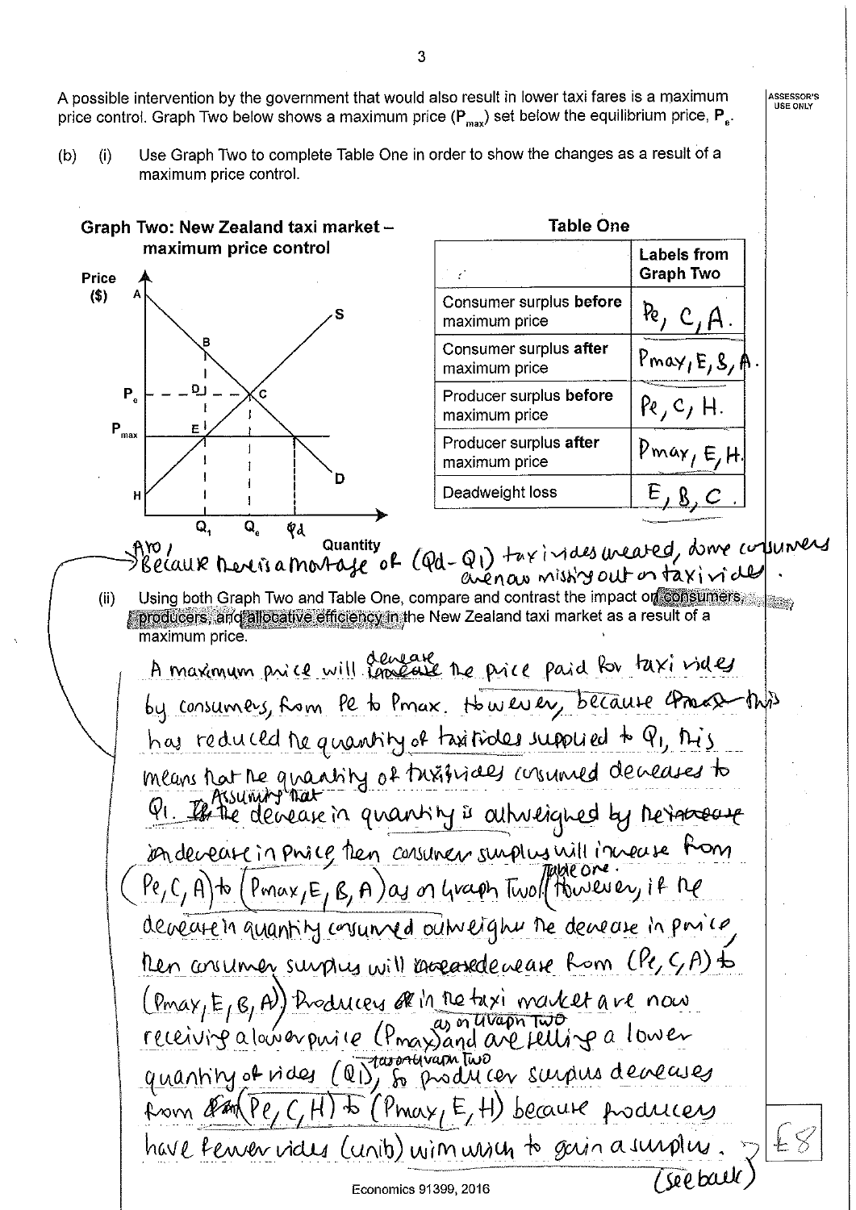A possible intervention by the government that would also result in lower taxi fares is a maximum price control. Graph Two below shows a maximum price ($P_{max}$) set below the equilibrium price, $P_e$.

(b) (i) Use Graph Two to complete Table One in order to show the changes as a result of a maximum price control.

**Graph Two: New Zealand taxi market – maximum price control**

Price ($) | A, B, D, $P_e$, C, $P_{max}$, E, H, S, D | Quantity: $Q_1$, $Q_e$, Qd

**Table One**

| | Labels from Graph Two |
|---|---|
| Consumer surplus **before** maximum price | Pe, C, A. |
| Consumer surplus **after** maximum price | Pmax, E, B, A. |
| Producer surplus **before** maximum price | Pe, C, H. |
| Producer surplus **after** maximum price | Pmax, E, H. |
| Deadweight loss | E, B, C. |

Also, because there is a shortage of (Qd − Q1) taxi rides created, some consumers are now missing out on taxi rides.

(ii) Using both Graph Two and Table One, compare and contrast the impact on consumers, producers, and allocative efficiency in the New Zealand taxi market as a result of a maximum price.

A maximum price will decrease the price paid for taxi rides by consumers, from Pe to Pmax. However, because this has reduced the quantity of taxi rides supplied to Q1, this means that the quantity of taxi rides consumed decreases to Q1. Assuming that the decrease in quantity is outweighed by the decrease in price, then consumer surplus will increase from (Pe, C, A) to (Pmax, E, B, A) as on Graph Two / Table One. However, if the decrease in quantity consumed outweighs the decrease in price, then consumer surplus will decrease from (Pe, C, A) to (Pmax, E, B, A). Producers in the taxi market are now receiving a lower price (Pmax) as on Graph Two and are selling a lower quantity of rides (Q1) as on Graph Two, so producer surplus decreases from (Pe, C, H) to (Pmax, E, H) because producers have fewer rides (units) with which to gain a surplus. (see back)

E8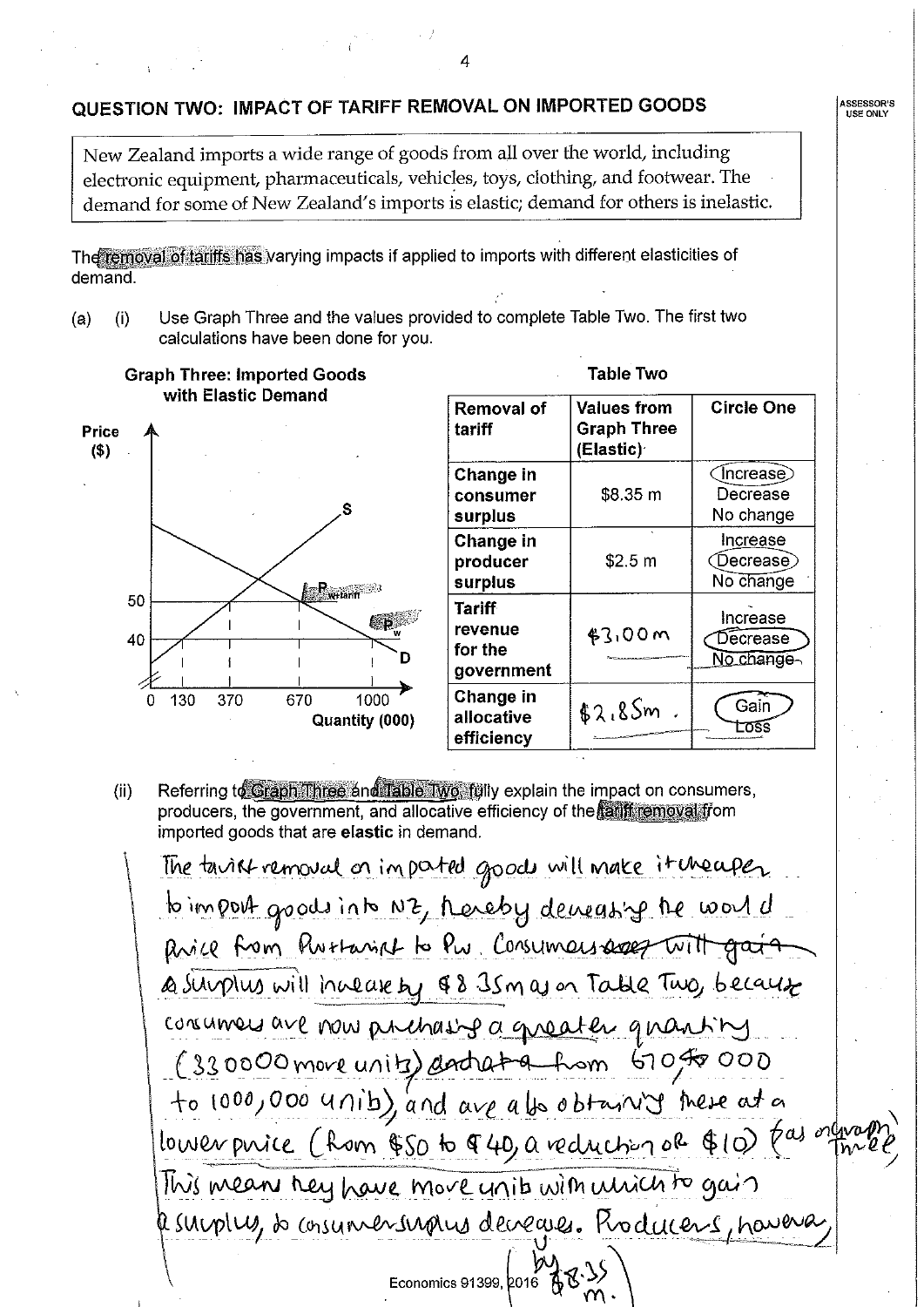## QUESTION TWO: IMPACT OF TARIFF REMOVAL ON IMPORTED GOODS

New Zealand imports a wide range of goods from all over the world, including electronic equipment, pharmaceuticals, vehicles, toys, clothing, and footwear. The demand for some of New Zealand's imports is elastic; demand for others is inelastic.

The removal of tariffs has varying impacts if applied to imports with different elasticities of demand.

(a) (i) Use Graph Three and the values provided to complete Table Two. The first two calculations have been done for you.

**Graph Three: Imported Goods with Elastic Demand**

Price ($)

S

$P_{w+tariff}$

$P_w$

D

50

40

0 130 370 670 1000

Quantity (000)

**Table Two**

| Removal of tariff | Values from Graph Three (Elastic) | Circle One |
|---|---|---|
| Change in consumer surplus | $8.35 m | **Increase** / Decrease / No change |
| Change in producer surplus | $2.5 m | Increase / **Decrease** / No change |
| Tariff revenue for the government | $3.00m | Increase / **Decrease** / No change |
| Change in allocative efficiency | $2.85m. | **Gain** / Loss |

(ii) Referring to Graph Three and Table Two, fully explain the impact on consumers, producers, the government, and allocative efficiency of the tariff removal from imported goods that are **elastic** in demand.

The tariff removal on imported goods will make it cheaper to import goods into NZ, thereby decreasing the world price from Pw+tariff to Pw. ~~Consumers will gain~~ Consumer surplus will increase by $8.35m as on Table Two, because consumers are now purchasing a greater quantity (330000 more units) ~~and that~~ from 670,000 to 1000,000 units), and are also obtaining these at a lower price (from $50 to $40, a reduction of $10) (as on graph three). This means they have more units with which to gain a surplus, so consumer surplus decreases by $8.35 m. Producers, however,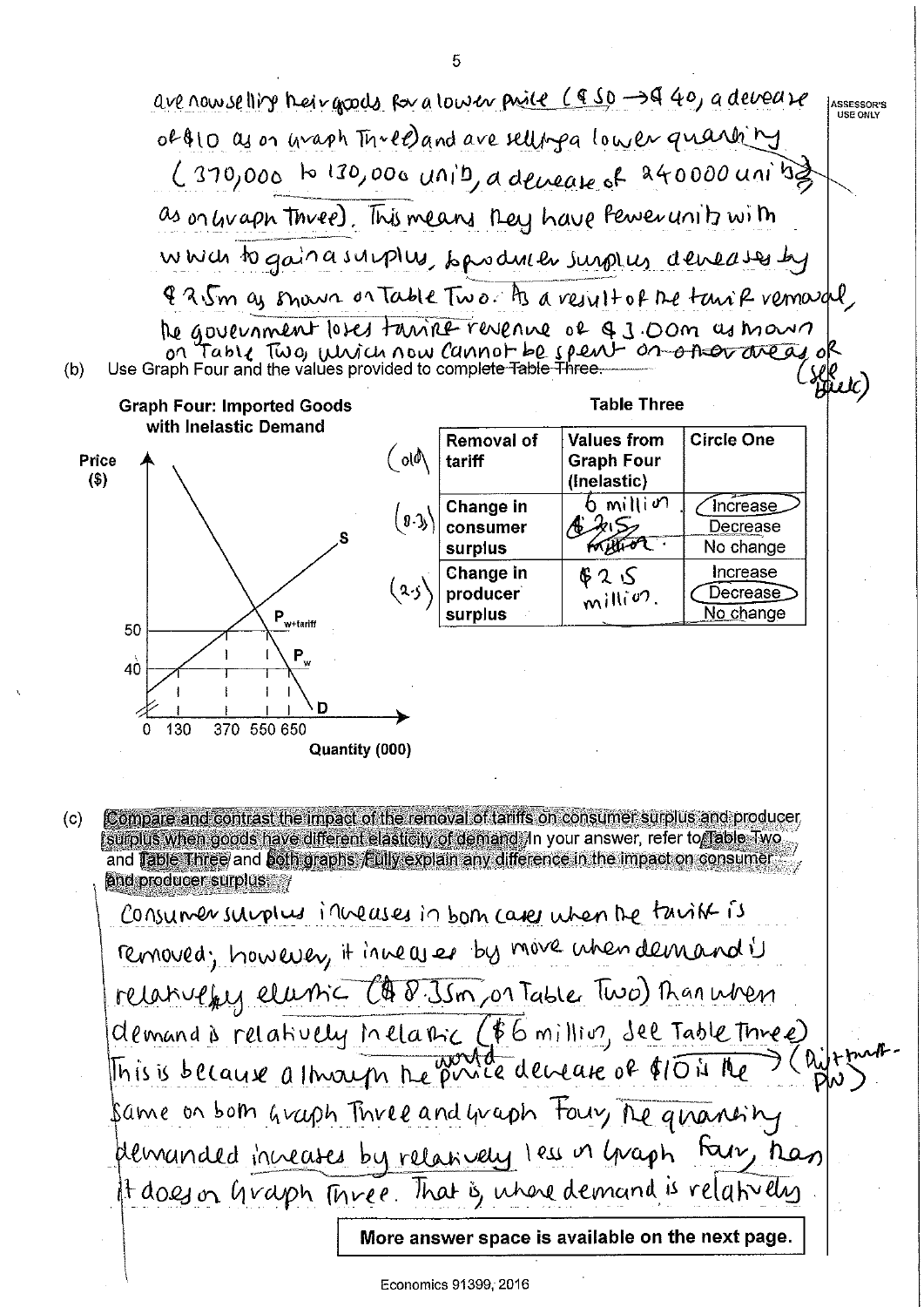are now selling their goods for a lower price ($50 → $40, a decrease of $10 as on Graph Three) and are selling a lower quantity (370,000 to 130,000 units, a decrease of 240000 units as on Graph Three). This means they have fewer units with which to gain a surplus, so producer surplus decreases by $2.5m as shown on Table Two. As a result of the tariff removal, the government loses tariff revenue of $3.00m as shown on Table Two, which now cannot be spent on other areas of (see back)

(b) Use Graph Four and the values provided to complete Table Three.

**Graph Four: Imported Goods with Inelastic Demand**

Price ($): 50, 40 (labels $P_{w+tariff}$, $P_w$, S, D)

Quantity (000): 0, 130, 370, 550, 650

**Table Three**

| | Removal of tariff | Values from Graph Four (Inelastic) | Circle One |
|---|---|---|---|
| (old) | | | |
| (8.3) | Change in consumer surplus | 6 million ~~$ 2.5 million~~ | **Increase** / Decrease / No change |
| (2.5) | Change in producer surplus | $ 2.5 million. | Increase / **Decrease** / No change |

(c) Compare and contrast the impact of the removal of tariffs on consumer surplus and producer surplus when goods have different elasticity of demand. In your answer, refer to Table Two and Table Three and both graphs. Fully explain any difference in the impact on consumer and producer surplus.

Consumer surplus increases in both cases when the tariff is removed; however, it increases by more when demand is relatively elastic ($8.35m, on Table Two) than when demand is relatively inelastic ($6 million, see Table Three). This is because although the world price decrease of $10 is the same on both Graph Three and Graph Four (Pw+tariff → Pw), the quantity demanded increases by relatively less on Graph Four, than it does on Graph Three. That is, where demand is relatively

More answer space is available on the next page.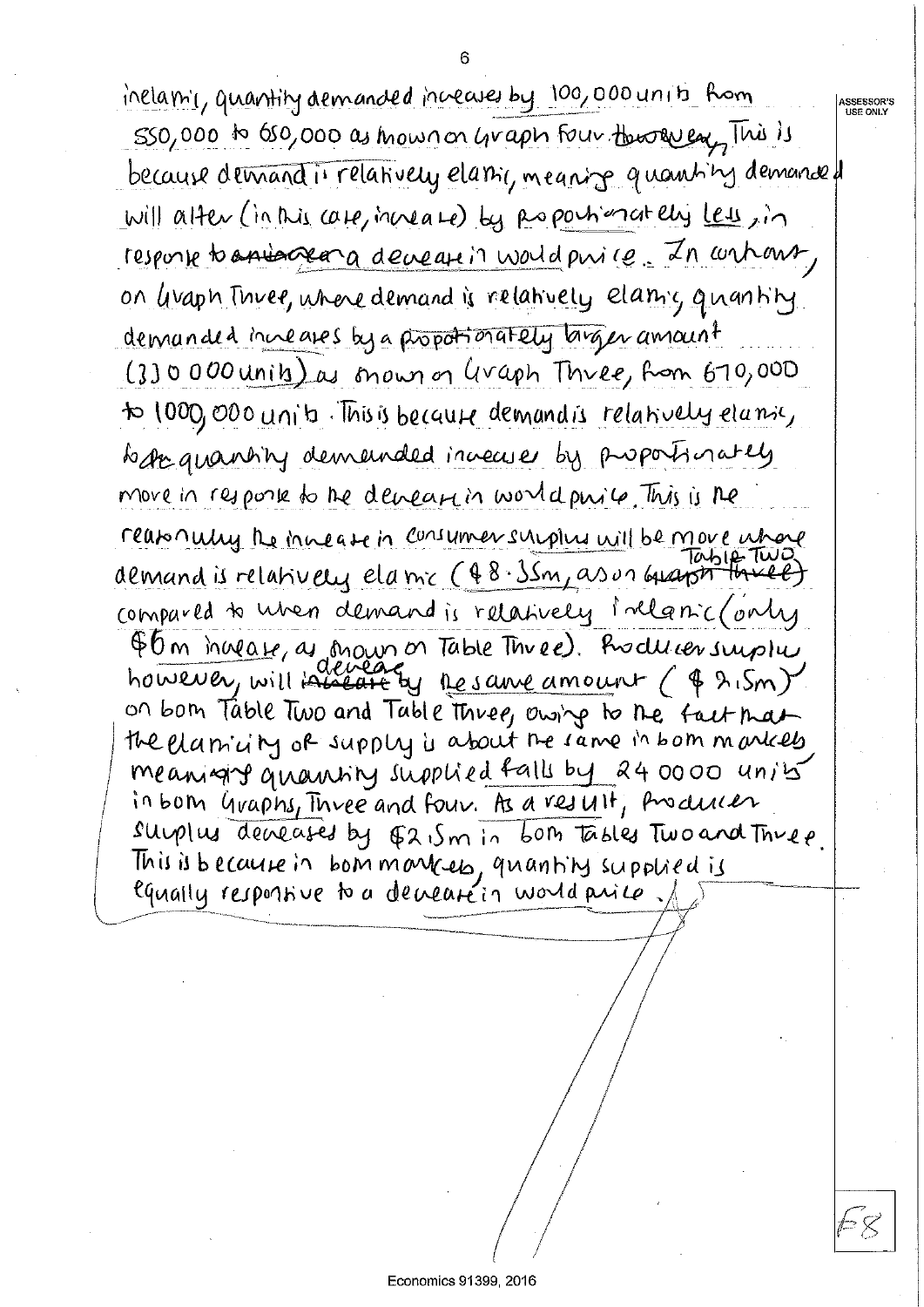inelastic, quantity demanded increases by 100,000 units from 550,000 to 650,000 as shown on Graph Four. ~~however~~ This is because demand is relatively elastic, meaning quantity demanded will alter (in this case, increase) by proportionately less, in response to ~~an increase~~ a decrease in world price. In contrast, on Graph Three, where demand is relatively elastic, quantity demanded increases by a proportionately larger amount (330 000 units) as shown on Graph Three, from 670,000 to 1000,000 units. This is because demand is relatively elastic, so ~~the~~ quantity demanded increases by proportionately more in response to the decrease in world price. This is the reason why the increase in consumer surplus will be more where demand is relatively elastic ($8.35m, as on ~~Graph Three~~ Table Two) compared to when demand is relatively inelastic (only $6m increase, as shown on Table Three). Producer surplus however, will ~~increase~~ decrease by the same amount ($2.5m) on both Table Two and Table Three, owing to the fact that the elasticity of supply is about the same in both markets meaning quantity supplied falls by 240000 units in both Graphs, Three and Four. As a result, Producer surplus decreased by $2.5m in both Tables Two and Three. This is because in both markets, quantity supplied is equally responsive to a decrease in world price.

E8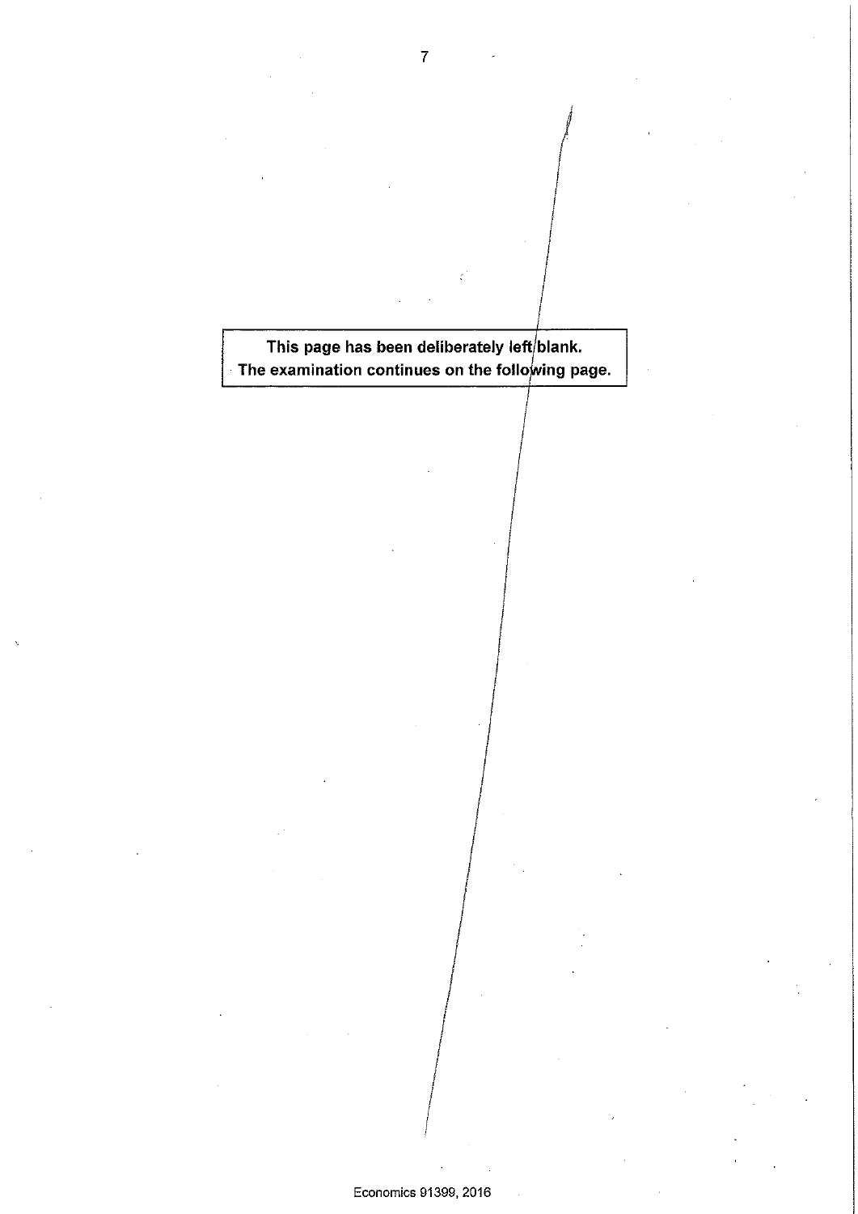This page has been deliberately left blank.
The examination continues on the following page.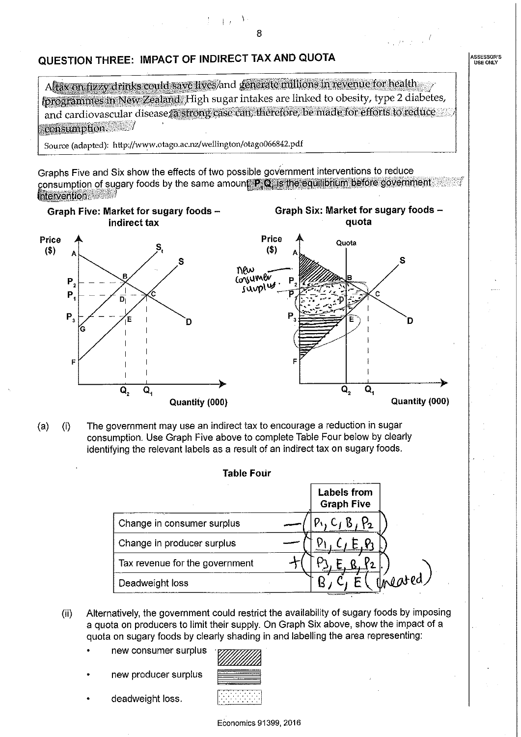## QUESTION THREE: IMPACT OF INDIRECT TAX AND QUOTA

> A tax on fizzy drinks could save lives and generate millions in revenue for health programmes in New Zealand. High sugar intakes are linked to obesity, type 2 diabetes, and cardiovascular disease; a strong case can, therefore, be made for efforts to reduce consumption.
>
> Source (adapted): http://www.otago.ac.nz/wellington/otago066842.pdf

Graphs Five and Six show the effects of two possible government interventions to reduce consumption of sugary foods by the same amount. $P_1Q_1$ is the equilibrium before government intervention.

**Graph Five: Market for sugary foods – indirect tax**

**Graph Six: Market for sugary foods – quota**

new consumer surplus

(a) (i) The government may use an indirect tax to encourage a reduction in sugar consumption. Use Graph Five above to complete Table Four below by clearly identifying the relevant labels as a result of an indirect tax on sugary foods.

**Table Four**

| | Labels from Graph Five |
|---|---|
| Change in consumer surplus | — ( $P_1$, C, B, $P_2$ ) |
| Change in producer surplus | — ( $P_1$, C, E, $P_3$ ) |
| Tax revenue for the government | + ( $P_3$, E, B, $P_2$ ) |
| Deadweight loss | B, C, E (created) |

(ii) Alternatively, the government could restrict the availability of sugary foods by imposing a quota on producers to limit their supply. On Graph Six above, show the impact of a quota on sugary foods by clearly shading in and labelling the area representing:

- new consumer surplus
- new producer surplus
- deadweight loss.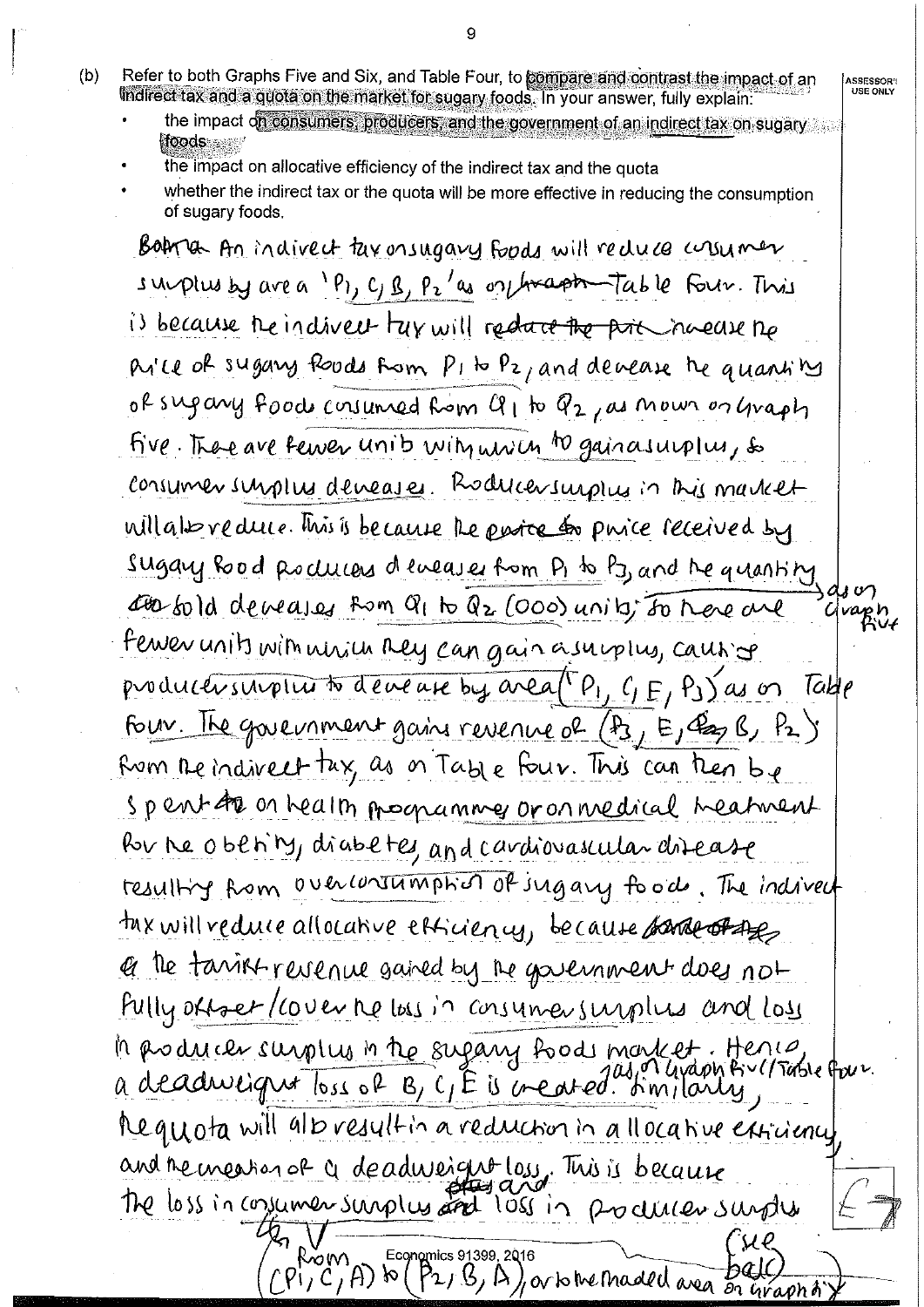(b) Refer to both Graphs Five and Six, and Table Four, to compare and contrast the impact of an indirect tax and a quota on the market for sugary foods. In your answer, fully explain:

- the impact on consumers, producers, and the government of an indirect tax on sugary foods
- the impact on allocative efficiency of the indirect tax and the quota
- whether the indirect tax or the quota will be more effective in reducing the consumption of sugary foods.

An indirect tax on sugary foods will reduce consumer surplus by area '$P_1$, C, B, $P_2$' as on Table Four. This is because the indirect tax will increase the price of sugary foods from $P_1$ to $P_2$, and decrease the quantity of sugary foods consumed from $Q_1$ to $Q_2$, as shown on Graph Five. There are fewer units with which to gain a surplus, so consumer surplus decreases. Producer surplus in this market will also reduce. This is because the price received by sugary food producers decreases from $P_1$ to $P_3$, and the quantity sold decreases from $Q_1$ to $Q_2$ (000) units, as on Graph Five, so there are fewer units with which they can gain a surplus, causing producer surplus to decrease by area ('$P_1$, C, E, $P_3$') as on Table Four. The government gains revenue of ($P_3$, E, B, $P_2$) from the indirect tax, as on Table Four. This can then be spent on health programmes or on medical treatment for the obesity, diabetes, and cardiovascular disease resulting from overconsumption of sugary foods. The indirect tax will reduce allocative efficiency, because the tariff revenue gained by the government does not fully offset/cover the loss in consumer surplus and loss in producer surplus in the sugary foods market. Hence, a deadweight loss of B, C, E is created, as on Graph Five/Table Four. Similarly, the quota will also result in a reduction in allocative efficiency, and the creation of a deadweight loss. This is because the loss in consumer surplus and loss in producer surplus from ($P_1$, C, A) to ($P_2$, B, A), or to the shaded area on Graph Six (see back)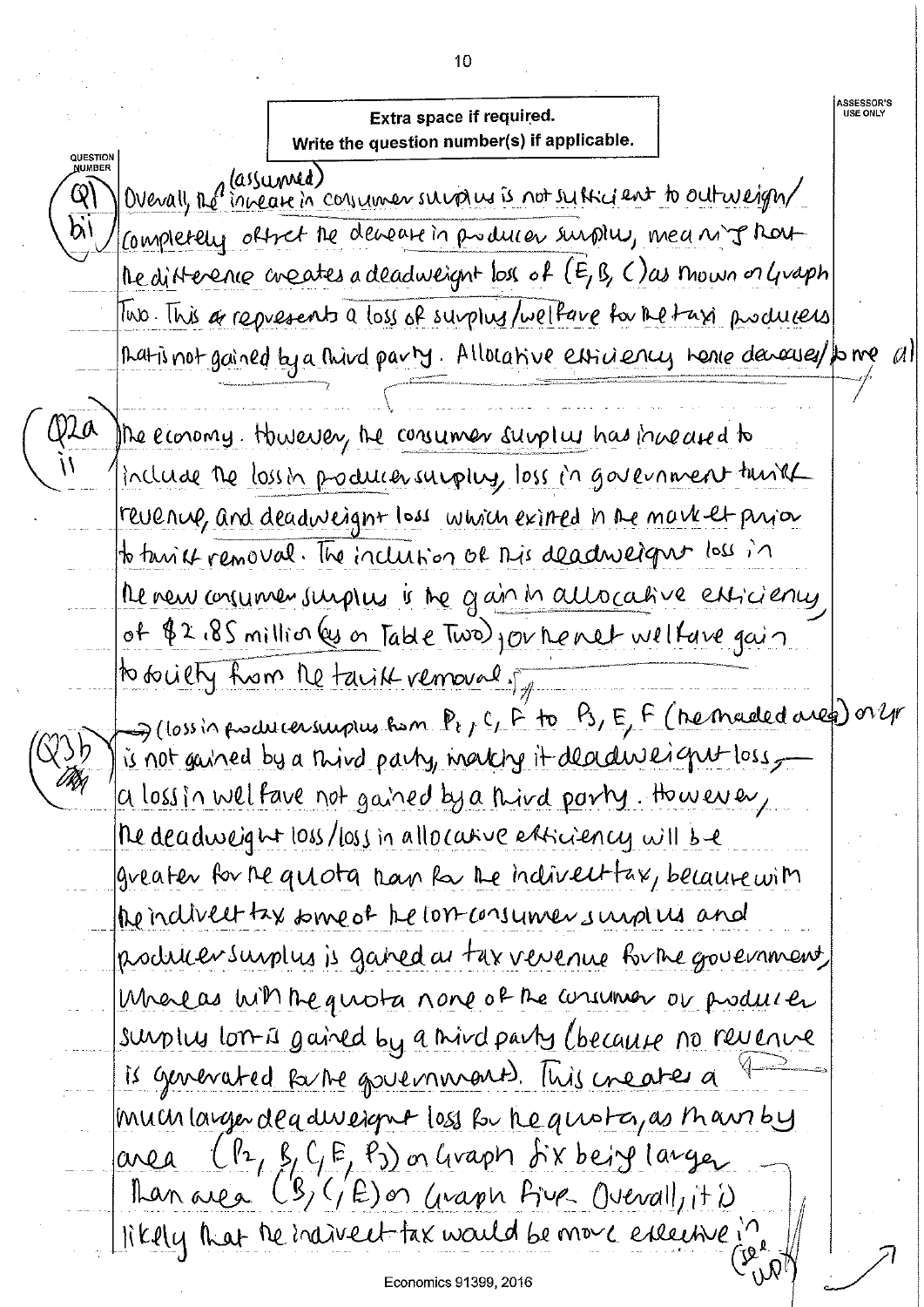**Extra space if required.**
**Write the question number(s) if applicable.**

QUESTION NUMBER

**Q1 bi**

Overall, the (assumed) increase in consumer surplus is not sufficient to outweigh/ completely offset the decrease in producer surplus, meaning that the difference creates a deadweight loss of (E, B, C) as shown on Graph Two. This represents a loss of surplus/welfare for the taxi producers that is not gained by a third party. Allocative efficiency hence decreases/ to the all

**Q2a ii**

the economy. However, the consumer surplus has increased to include the loss in producer surplus, loss in government tariff revenue, and deadweight loss which existed in the market prior to tariff removal. The inclusion of this deadweight loss in the new consumer surplus is the gain in allocative efficiency of \$2.85 million (as on Table Two), or the net welfare gain to society from the tariff removal.

**Q3b**

→ (loss in producer surplus from $P_2$, C, F to $P_3$, E, F (the shaded area) on 4 or is not gained by a third party, making it deadweight loss, — a loss in welfare not gained by a third party. However, the deadweight loss/loss in allocative efficiency will be greater for the quota than for the indirect tax, because with the indirect tax some of the lost consumer surplus and producer surplus is gained as tax revenue for the government, whereas with the quota none of the consumer or producer surplus lost is gained by a third party (because no revenue is generated for the government). This creates a much larger deadweight loss for the quota, as shown by area ($P_2$, B, C, E, $P_3$) on Graph Six being larger than area (B, C, E) on Graph Five. Overall, it is likely that the indirect tax would be more effective in (see up)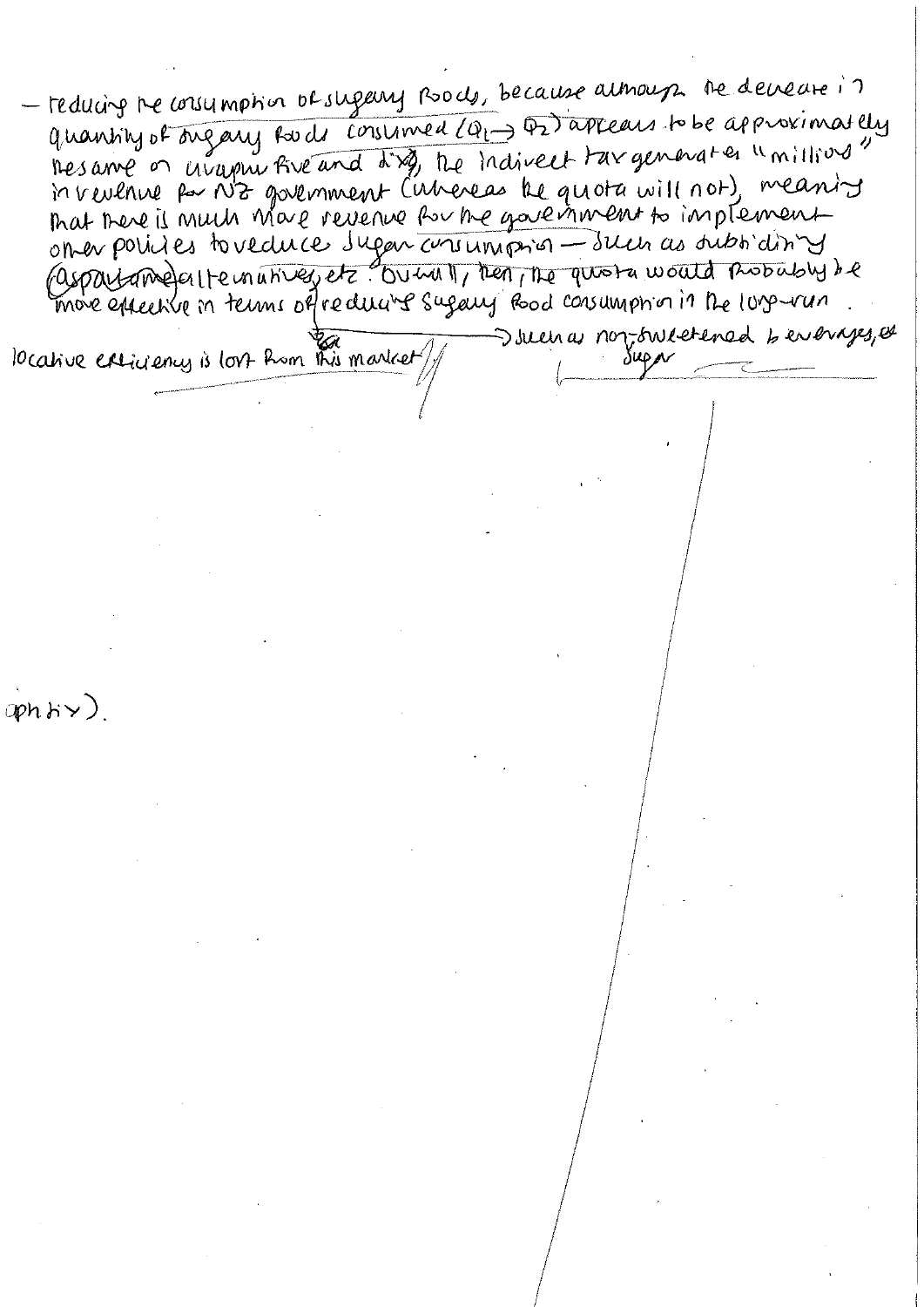– reducing the consumption of sugary foods, because although the decrease in quantity of sugary foods consumed ($Q_1 \rightarrow Q_2$) appears to be approximately the same on diagram five and six, the indirect tax generates "millions" in revenue for NZ government (whereas the quota will not), meaning that there is much more revenue for the government to implement other policies to reduce sugar consumption – such as subsidising ~~(aspartame)~~ alternatives, etc. Overall, then, the quota would probably be more effective in terms of reducing sugary food consumption in the long-run.

→ such as non-sweetened beverages, ~~or~~ sugar

~~locative efficiency is lost from this market~~

~~aph ...).~~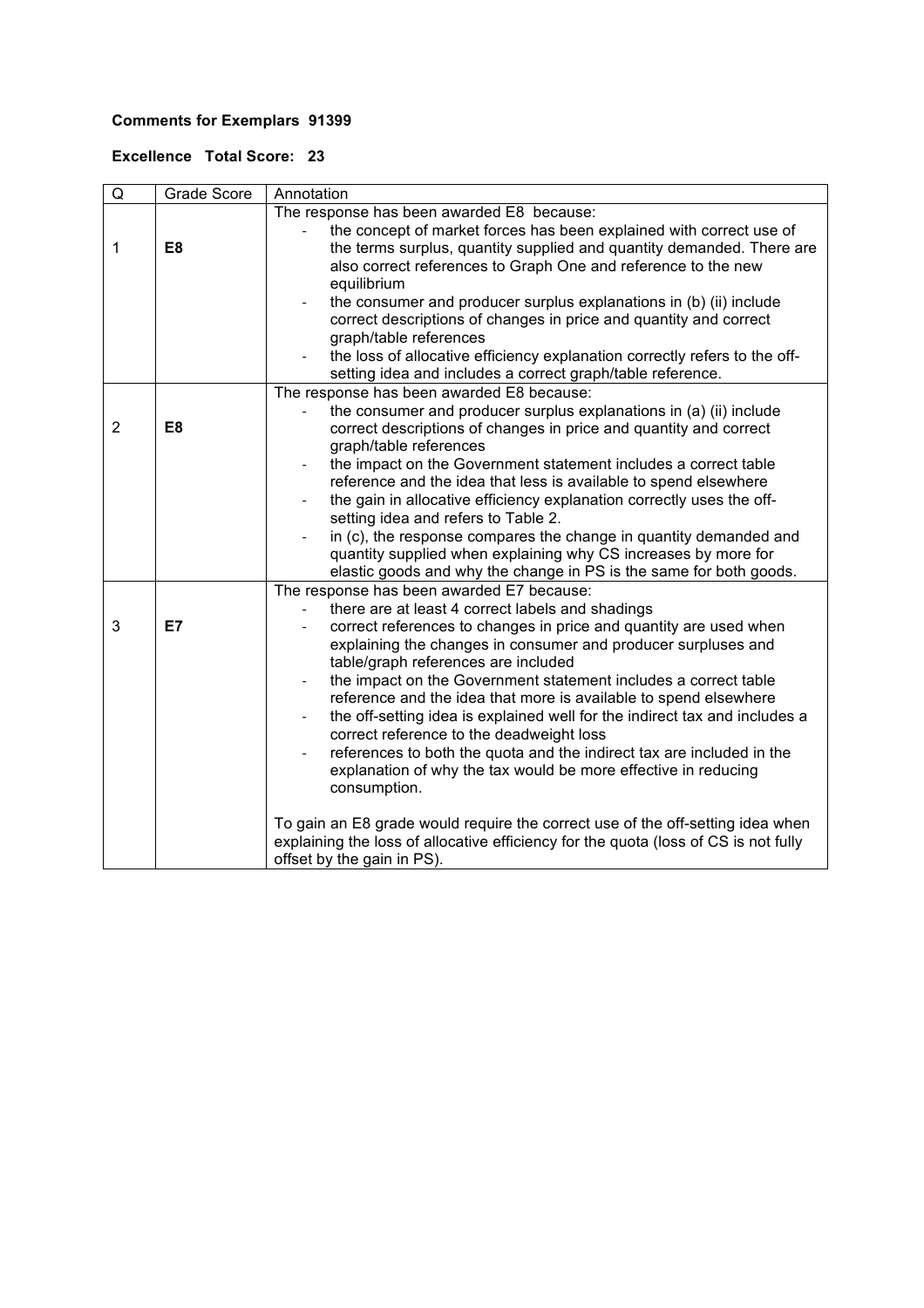**Comments for Exemplars 91399**

**Excellence Total Score: 23**

| Q | Grade Score | Annotation |
|---|---|---|
| 1 | **E8** | The response has been awarded E8 because:<br>- the concept of market forces has been explained with correct use of the terms surplus, quantity supplied and quantity demanded. There are also correct references to Graph One and reference to the new equilibrium<br>- the consumer and producer surplus explanations in (b) (ii) include correct descriptions of changes in price and quantity and correct graph/table references<br>- the loss of allocative efficiency explanation correctly refers to the off-setting idea and includes a correct graph/table reference. |
| 2 | **E8** | The response has been awarded E8 because:<br>- the consumer and producer surplus explanations in (a) (ii) include correct descriptions of changes in price and quantity and correct graph/table references<br>- the impact on the Government statement includes a correct table reference and the idea that less is available to spend elsewhere<br>- the gain in allocative efficiency explanation correctly uses the off-setting idea and refers to Table 2.<br>- in (c), the response compares the change in quantity demanded and quantity supplied when explaining why CS increases by more for elastic goods and why the change in PS is the same for both goods. |
| 3 | **E7** | The response has been awarded E7 because:<br>- there are at least 4 correct labels and shadings<br>- correct references to changes in price and quantity are used when explaining the changes in consumer and producer surpluses and table/graph references are included<br>- the impact on the Government statement includes a correct table reference and the idea that more is available to spend elsewhere<br>- the off-setting idea is explained well for the indirect tax and includes a correct reference to the deadweight loss<br>- references to both the quota and the indirect tax are included in the explanation of why the tax would be more effective in reducing consumption.<br><br>To gain an E8 grade would require the correct use of the off-setting idea when explaining the loss of allocative efficiency for the quota (loss of CS is not fully offset by the gain in PS). |